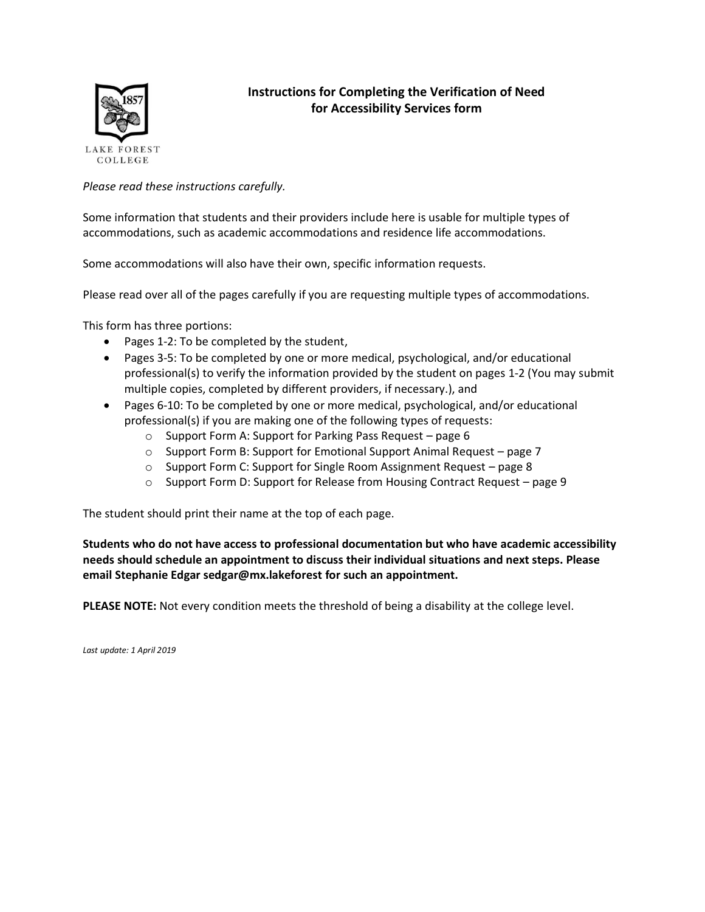LAKE FOREST COLLEGE

# Instructions for Completing the Verification of Need for Accessibility Services form

*Please read these instructions carefully.*

Some information that students and their providers include here is usable for multiple types of accommodations, such as academic accommodations and residence life accommodations.

Some accommodations will also have their own, specific information requests.

Please read over all of the pages carefully if you are requesting multiple types of accommodations.

This form has three portions:

- Pages 1-2: To be completed by the student,
- Pages 3-5: To be completed by one or more medical, psychological, and/or educational professional(s) to verify the information provided by the student on pages 1-2 (You may submit multiple copies, completed by different providers, if necessary.), and
- Pages 6-10: To be completed by one or more medical, psychological, and/or educational professional(s) if you are making one of the following types of requests:
    - Support Form A: Support for Parking Pass Request – page 6
    - Support Form B: Support for Emotional Support Animal Request – page 7
    - Support Form C: Support for Single Room Assignment Request – page 8
    - Support Form D: Support for Release from Housing Contract Request – page 9

The student should print their name at the top of each page.

**Students who do not have access to professional documentation but who have academic accessibility needs should schedule an appointment to discuss their individual situations and next steps. Please email Stephanie Edgar sedgar@mx.lakeforest for such an appointment.**

**PLEASE NOTE:** Not every condition meets the threshold of being a disability at the college level.

*Last update: 1 April 2019*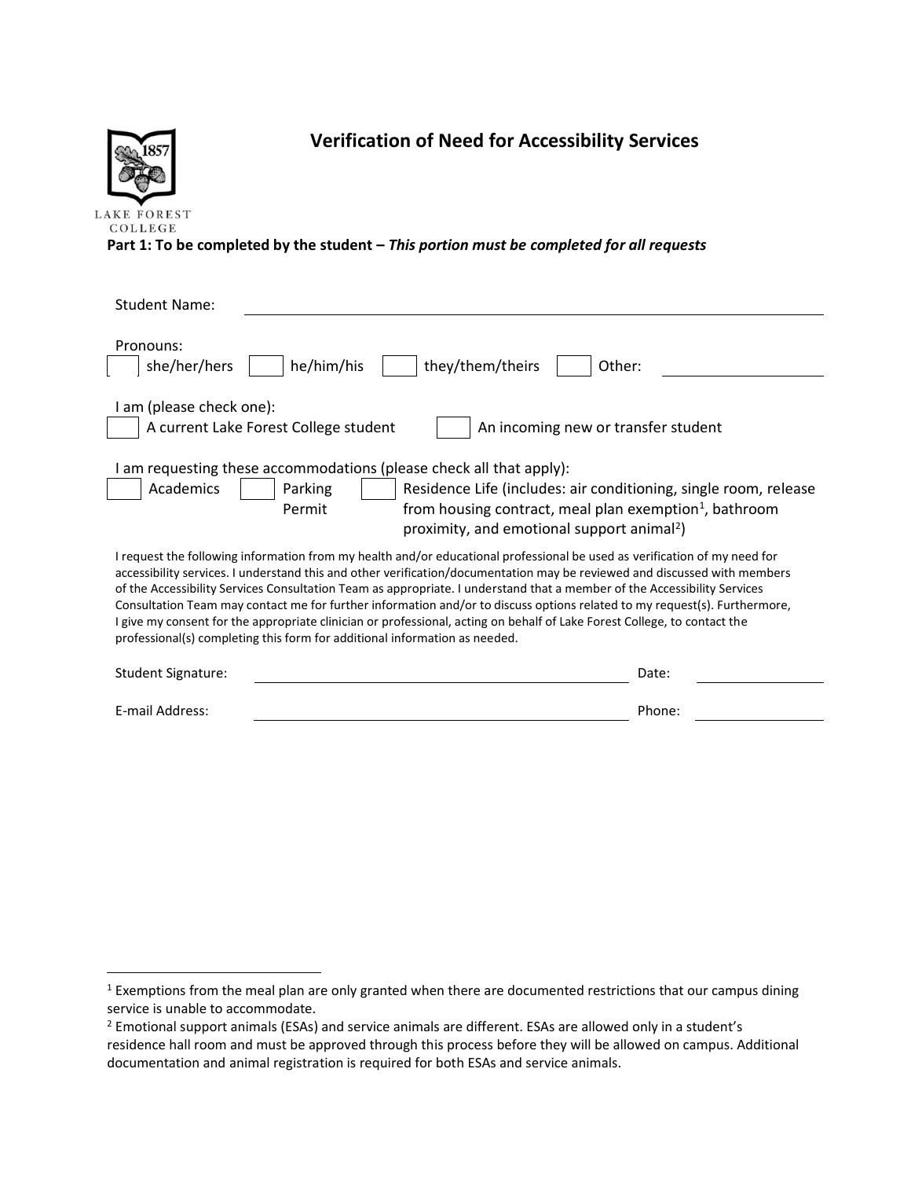LAKE FOREST COLLEGE

# Verification of Need for Accessibility Services

**Part 1: To be completed by the student –** ***This portion must be completed for all requests***

Student Name: ______________________________

Pronouns:
☐ she/her/hers ☐ he/him/his ☐ they/them/theirs ☐ Other: ____________

I am (please check one):
☐ A current Lake Forest College student ☐ An incoming new or transfer student

I am requesting these accommodations (please check all that apply):
☐ Academics ☐ Parking Permit ☐ Residence Life (includes: air conditioning, single room, release from housing contract, meal plan exemption[1], bathroom proximity, and emotional support animal[2])

I request the following information from my health and/or educational professional be used as verification of my need for accessibility services. I understand this and other verification/documentation may be reviewed and discussed with members of the Accessibility Services Consultation Team as appropriate. I understand that a member of the Accessibility Services Consultation Team may contact me for further information and/or to discuss options related to my request(s). Furthermore, I give my consent for the appropriate clinician or professional, acting on behalf of Lake Forest College, to contact the professional(s) completing this form for additional information as needed.

Student Signature: ______________________________ Date: ____________

E-mail Address: ______________________________ Phone: ____________

---

[1] Exemptions from the meal plan are only granted when there are documented restrictions that our campus dining service is unable to accommodate.

[2] Emotional support animals (ESAs) and service animals are different. ESAs are allowed only in a student's residence hall room and must be approved through this process before they will be allowed on campus. Additional documentation and animal registration is required for both ESAs and service animals.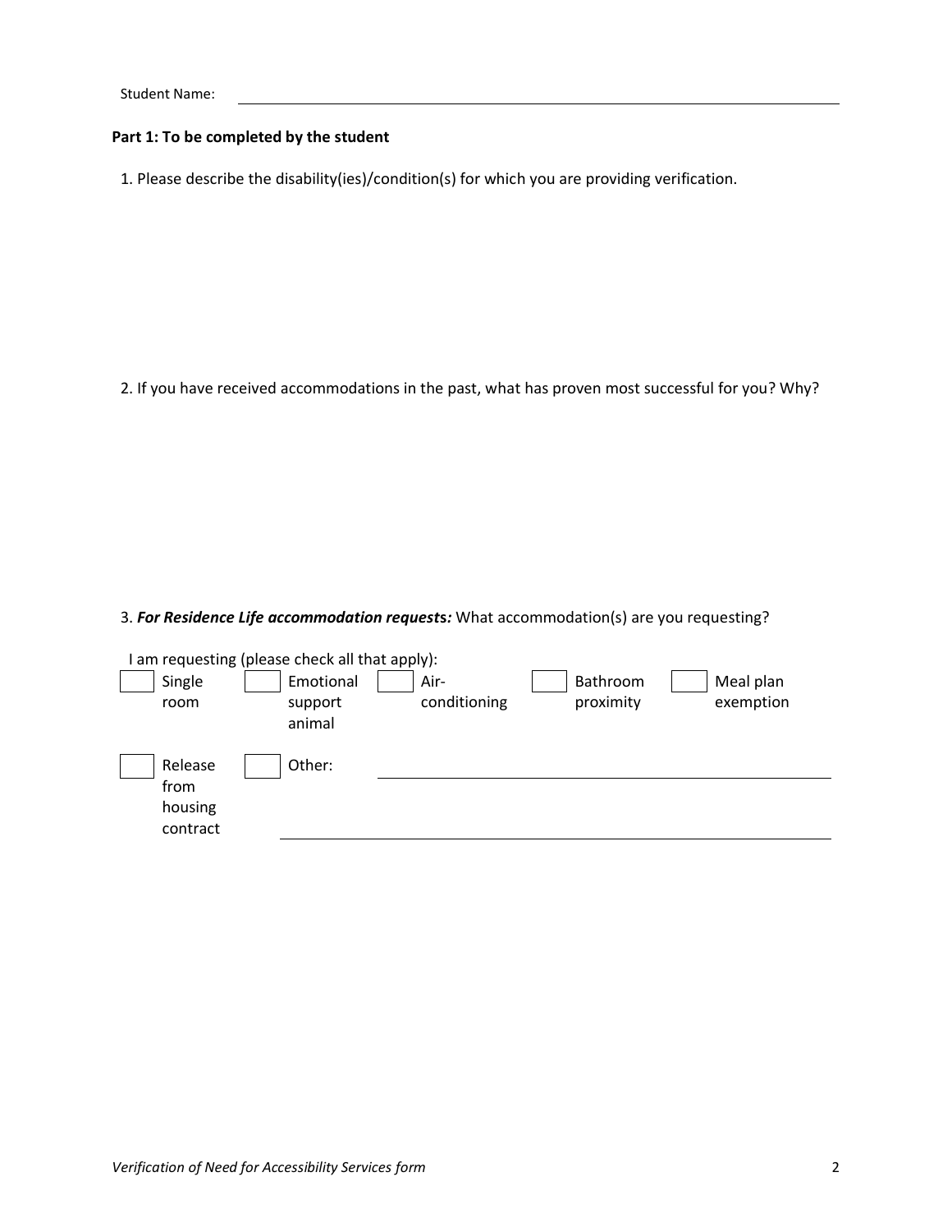Student Name: ______________________________

**Part 1: To be completed by the student**

1. Please describe the disability(ies)/condition(s) for which you are providing verification.

2. If you have received accommodations in the past, what has proven most successful for you? Why?

3. ***For Residence Life accommodation requests:*** What accommodation(s) are you requesting?

I am requesting (please check all that apply):

- [ ] Single room
- [ ] Emotional support animal
- [ ] Air-conditioning
- [ ] Bathroom proximity
- [ ] Meal plan exemption
- [ ] Release from housing contract
- [ ] Other: ______________________________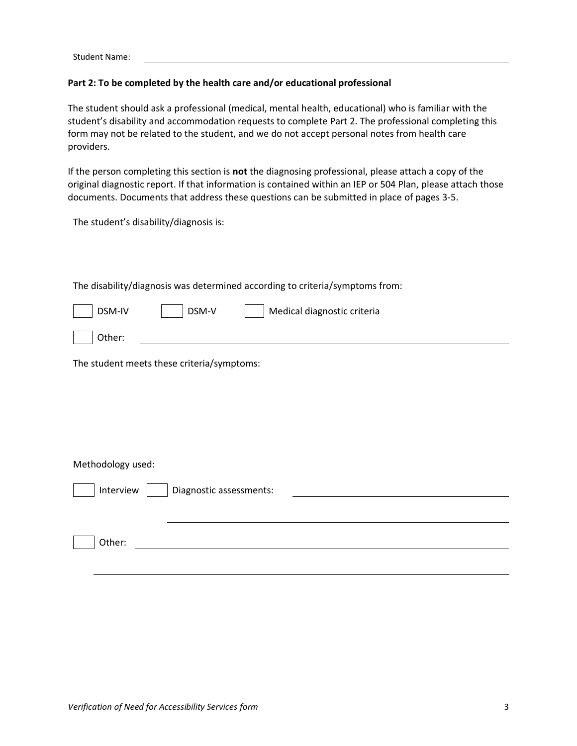Student Name: \_\_\_\_\_\_\_\_\_\_\_\_\_\_\_\_\_\_\_\_\_\_\_\_\_\_\_\_\_\_\_\_\_\_\_\_\_\_\_\_

**Part 2: To be completed by the health care and/or educational professional**

The student should ask a professional (medical, mental health, educational) who is familiar with the student's disability and accommodation requests to complete Part 2. The professional completing this form may not be related to the student, and we do not accept personal notes from health care providers.

If the person completing this section is **not** the diagnosing professional, please attach a copy of the original diagnostic report. If that information is contained within an IEP or 504 Plan, please attach those documents. Documents that address these questions can be submitted in place of pages 3-5.

The student's disability/diagnosis is:

The disability/diagnosis was determined according to criteria/symptoms from:

☐ DSM-IV ☐ DSM-V ☐ Medical diagnostic criteria

☐ Other: \_\_\_\_\_\_\_\_\_\_\_\_\_\_\_\_\_\_\_\_\_\_\_\_\_\_\_\_\_\_\_\_\_\_\_\_\_\_\_\_

The student meets these criteria/symptoms:

Methodology used:

☐ Interview ☐ Diagnostic assessments: \_\_\_\_\_\_\_\_\_\_\_\_\_\_\_\_\_\_\_\_\_\_\_\_\_\_\_\_\_\_\_\_\_\_\_\_\_\_\_\_

\_\_\_\_\_\_\_\_\_\_\_\_\_\_\_\_\_\_\_\_\_\_\_\_\_\_\_\_\_\_\_\_\_\_\_\_\_\_\_\_

☐ Other: \_\_\_\_\_\_\_\_\_\_\_\_\_\_\_\_\_\_\_\_\_\_\_\_\_\_\_\_\_\_\_\_\_\_\_\_\_\_\_\_

\_\_\_\_\_\_\_\_\_\_\_\_\_\_\_\_\_\_\_\_\_\_\_\_\_\_\_\_\_\_\_\_\_\_\_\_\_\_\_\_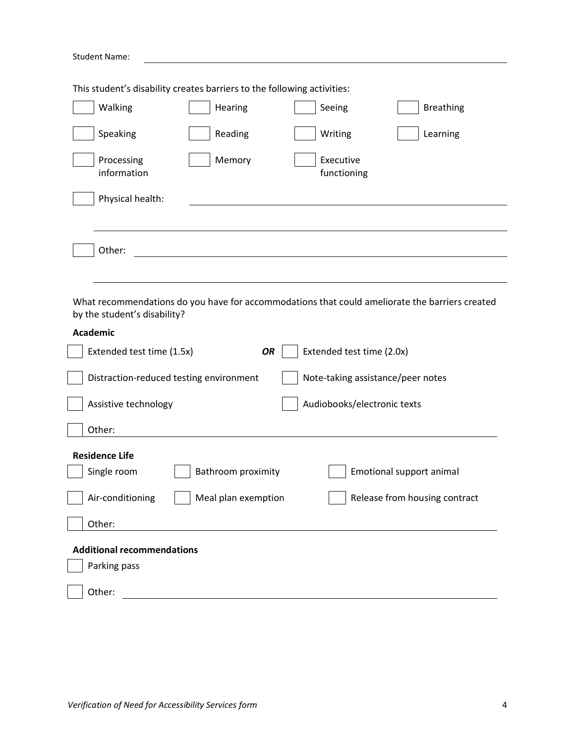Student Name: ______________________________________________

This student's disability creates barriers to the following activities:

- [ ] Walking
- [ ] Hearing
- [ ] Seeing
- [ ] Breathing
- [ ] Speaking
- [ ] Reading
- [ ] Writing
- [ ] Learning
- [ ] Processing information
- [ ] Memory
- [ ] Executive functioning
- [ ] Physical health: ______________________________________________

______________________________________________

- [ ] Other: ______________________________________________

______________________________________________

What recommendations do you have for accommodations that could ameliorate the barriers created by the student's disability?

**Academic**

- [ ] Extended test time (1.5x) ***OR*** [ ] Extended test time (2.0x)
- [ ] Distraction-reduced testing environment
- [ ] Note-taking assistance/peer notes
- [ ] Assistive technology
- [ ] Audiobooks/electronic texts
- [ ] Other: ______________________________________________

**Residence Life**

- [ ] Single room
- [ ] Bathroom proximity
- [ ] Emotional support animal
- [ ] Air-conditioning
- [ ] Meal plan exemption
- [ ] Release from housing contract
- [ ] Other: ______________________________________________

**Additional recommendations**

- [ ] Parking pass
- [ ] Other: ______________________________________________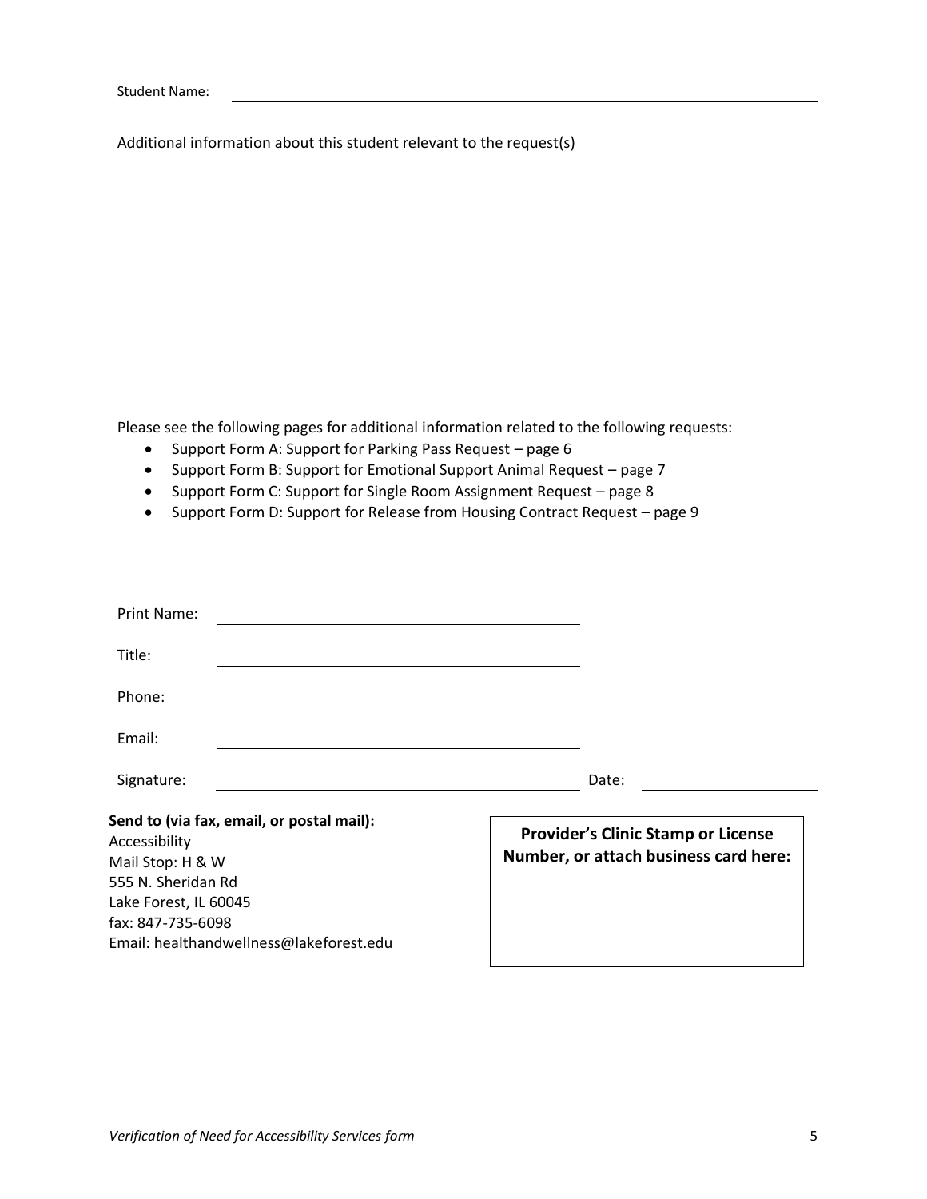Student Name: ______________________________________________

Additional information about this student relevant to the request(s)

Please see the following pages for additional information related to the following requests:

- Support Form A: Support for Parking Pass Request – page 6
- Support Form B: Support for Emotional Support Animal Request – page 7
- Support Form C: Support for Single Room Assignment Request – page 8
- Support Form D: Support for Release from Housing Contract Request – page 9

Print Name: ______________________________

Title: ______________________________

Phone: ______________________________

Email: ______________________________

Signature: ______________________________ Date: ______________

**Send to (via fax, email, or postal mail):**
Accessibility
Mail Stop: H & W
555 N. Sheridan Rd
Lake Forest, IL 60045
fax: 847-735-6098
Email: healthandwellness@lakeforest.edu

**Provider's Clinic Stamp or License Number, or attach business card here:**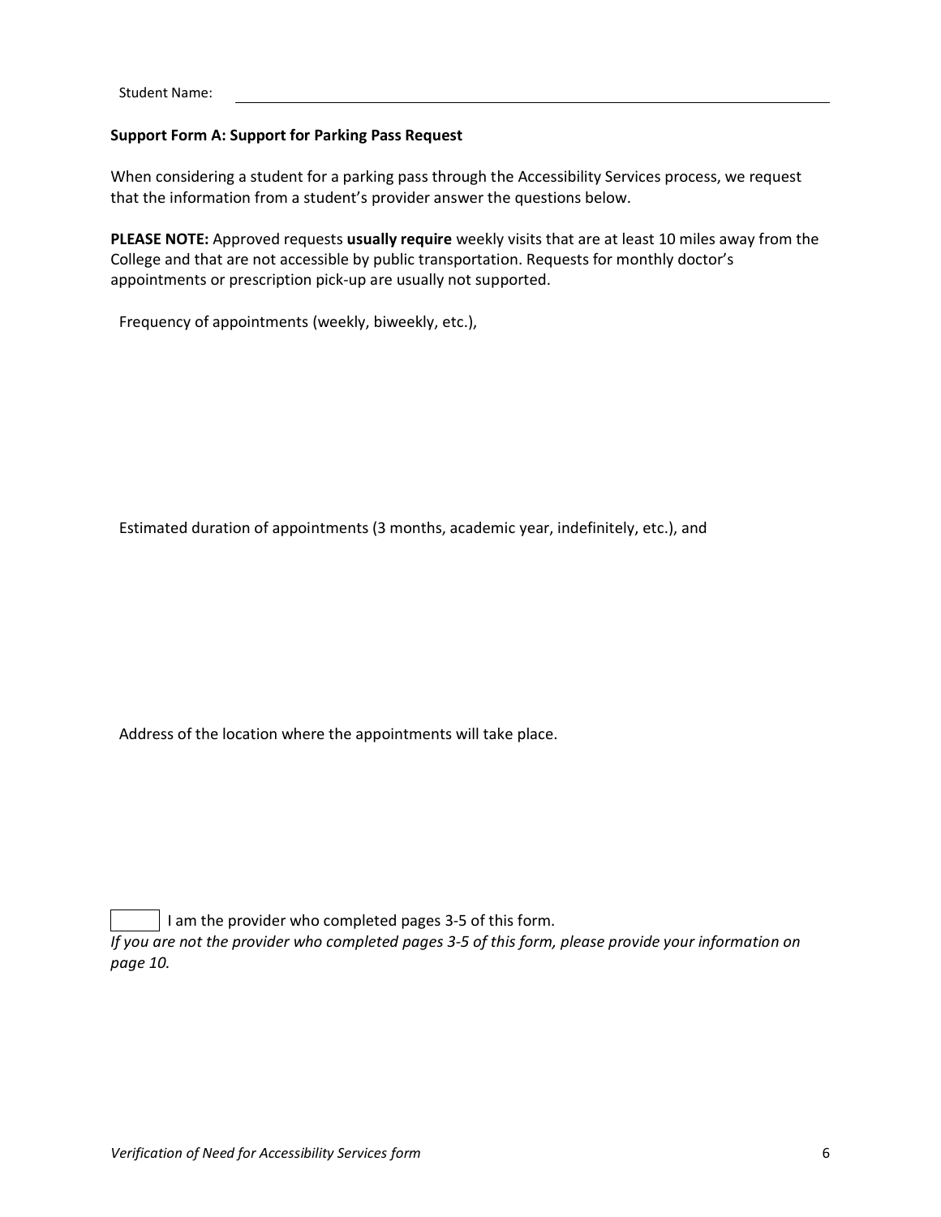Student Name: ______________________________

**Support Form A: Support for Parking Pass Request**

When considering a student for a parking pass through the Accessibility Services process, we request that the information from a student's provider answer the questions below.

**PLEASE NOTE:** Approved requests **usually require** weekly visits that are at least 10 miles away from the College and that are not accessible by public transportation. Requests for monthly doctor's appointments or prescription pick-up are usually not supported.

Frequency of appointments (weekly, biweekly, etc.),

Estimated duration of appointments (3 months, academic year, indefinitely, etc.), and

Address of the location where the appointments will take place.

☐ I am the provider who completed pages 3-5 of this form.

*If you are not the provider who completed pages 3-5 of this form, please provide your information on page 10.*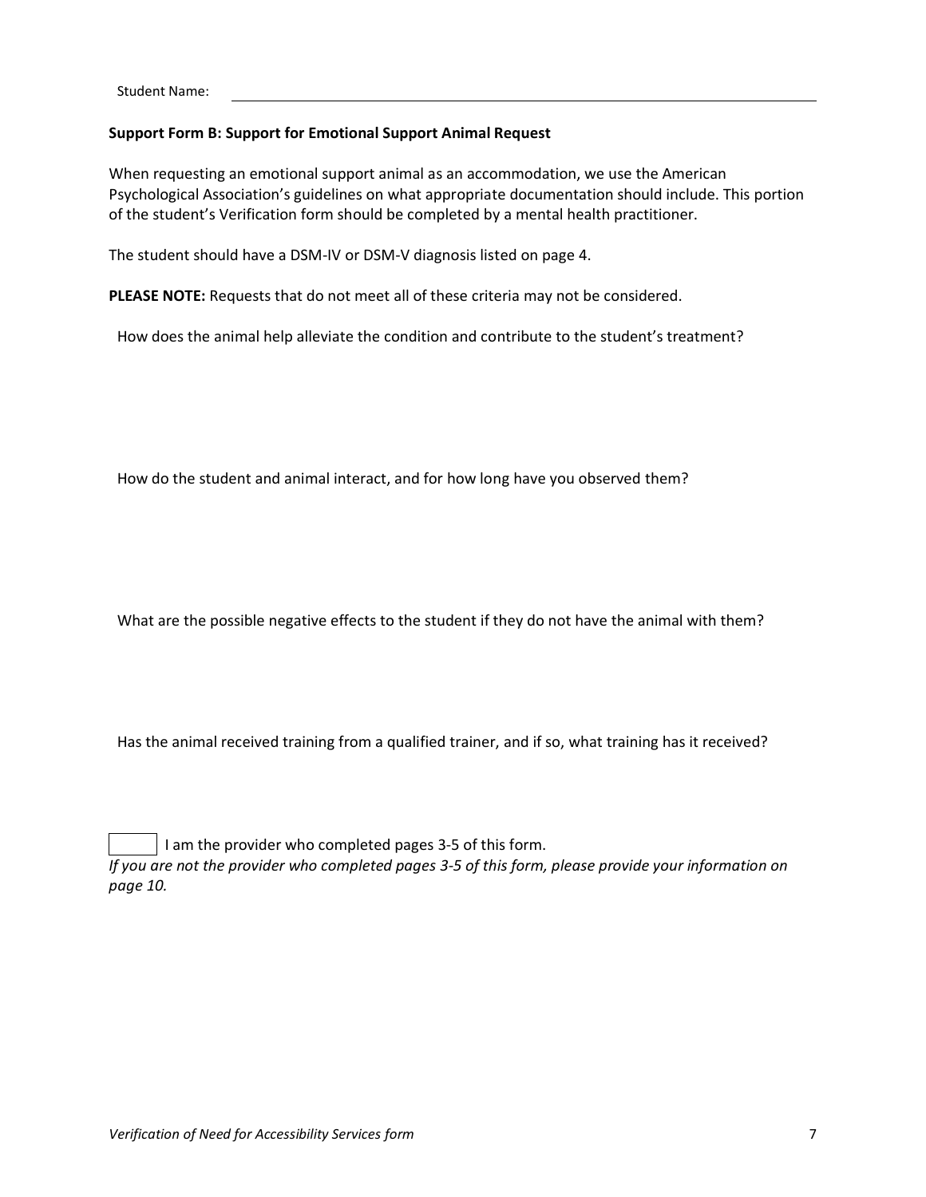Student Name: ______________________________

**Support Form B: Support for Emotional Support Animal Request**

When requesting an emotional support animal as an accommodation, we use the American Psychological Association's guidelines on what appropriate documentation should include. This portion of the student's Verification form should be completed by a mental health practitioner.

The student should have a DSM-IV or DSM-V diagnosis listed on page 4.

**PLEASE NOTE:** Requests that do not meet all of these criteria may not be considered.

How does the animal help alleviate the condition and contribute to the student's treatment?

How do the student and animal interact, and for how long have you observed them?

What are the possible negative effects to the student if they do not have the animal with them?

Has the animal received training from a qualified trainer, and if so, what training has it received?

☐ I am the provider who completed pages 3-5 of this form.

*If you are not the provider who completed pages 3-5 of this form, please provide your information on page 10.*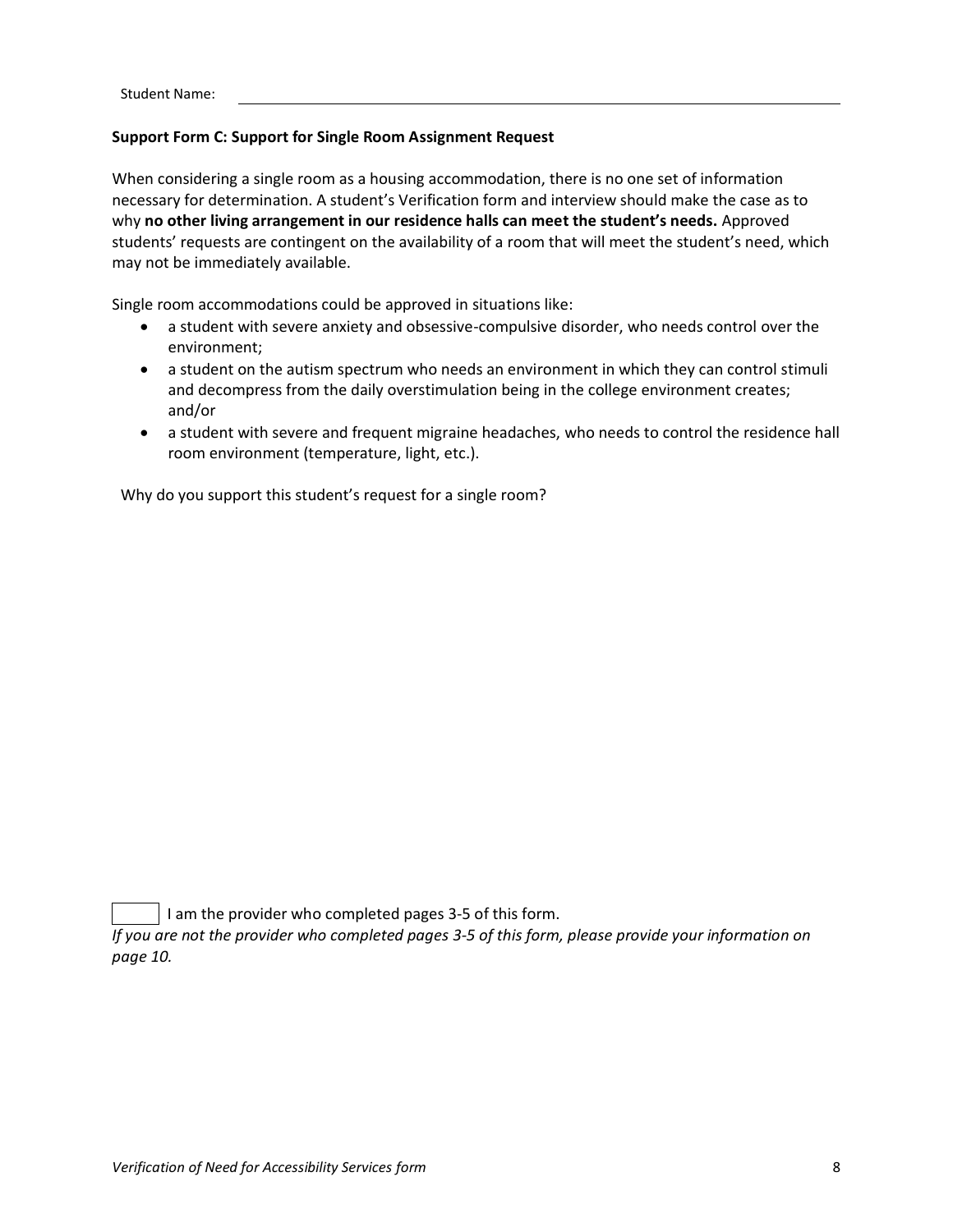Student Name: \_\_\_\_\_\_\_\_\_\_\_\_\_\_\_\_\_\_\_\_\_\_\_\_\_\_\_\_\_\_\_\_\_\_\_\_\_\_\_\_

**Support Form C: Support for Single Room Assignment Request**

When considering a single room as a housing accommodation, there is no one set of information necessary for determination. A student's Verification form and interview should make the case as to why **no other living arrangement in our residence halls can meet the student's needs.** Approved students' requests are contingent on the availability of a room that will meet the student's need, which may not be immediately available.

Single room accommodations could be approved in situations like:

- a student with severe anxiety and obsessive-compulsive disorder, who needs control over the environment;
- a student on the autism spectrum who needs an environment in which they can control stimuli and decompress from the daily overstimulation being in the college environment creates; and/or
- a student with severe and frequent migraine headaches, who needs to control the residence hall room environment (temperature, light, etc.).

Why do you support this student's request for a single room?

☐ I am the provider who completed pages 3-5 of this form.

*If you are not the provider who completed pages 3-5 of this form, please provide your information on page 10.*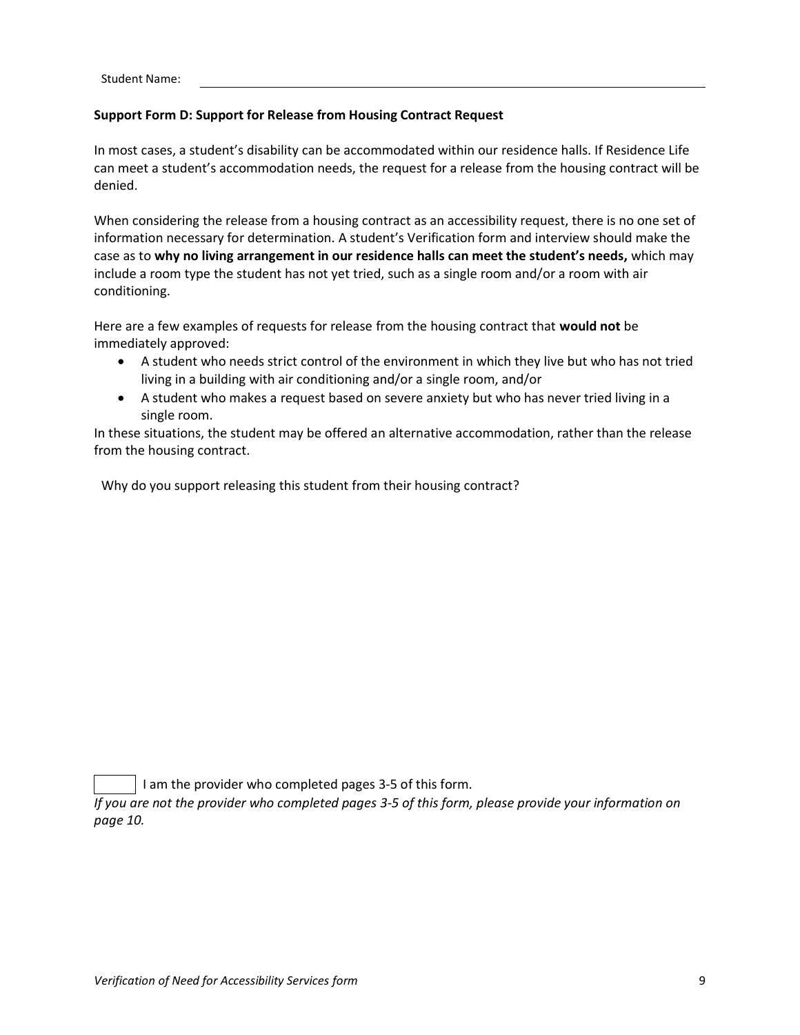Student Name: \_\_\_\_\_\_\_\_\_\_\_\_\_\_\_\_\_\_\_\_\_\_\_\_\_\_\_\_\_\_\_\_\_\_\_\_\_\_\_\_

**Support Form D: Support for Release from Housing Contract Request**

In most cases, a student's disability can be accommodated within our residence halls. If Residence Life can meet a student's accommodation needs, the request for a release from the housing contract will be denied.

When considering the release from a housing contract as an accessibility request, there is no one set of information necessary for determination. A student's Verification form and interview should make the case as to **why no living arrangement in our residence halls can meet the student's needs,** which may include a room type the student has not yet tried, such as a single room and/or a room with air conditioning.

Here are a few examples of requests for release from the housing contract that **would not** be immediately approved:

- A student who needs strict control of the environment in which they live but who has not tried living in a building with air conditioning and/or a single room, and/or
- A student who makes a request based on severe anxiety but who has never tried living in a single room.

In these situations, the student may be offered an alternative accommodation, rather than the release from the housing contract.

Why do you support releasing this student from their housing contract?

☐ I am the provider who completed pages 3-5 of this form.

*If you are not the provider who completed pages 3-5 of this form, please provide your information on page 10.*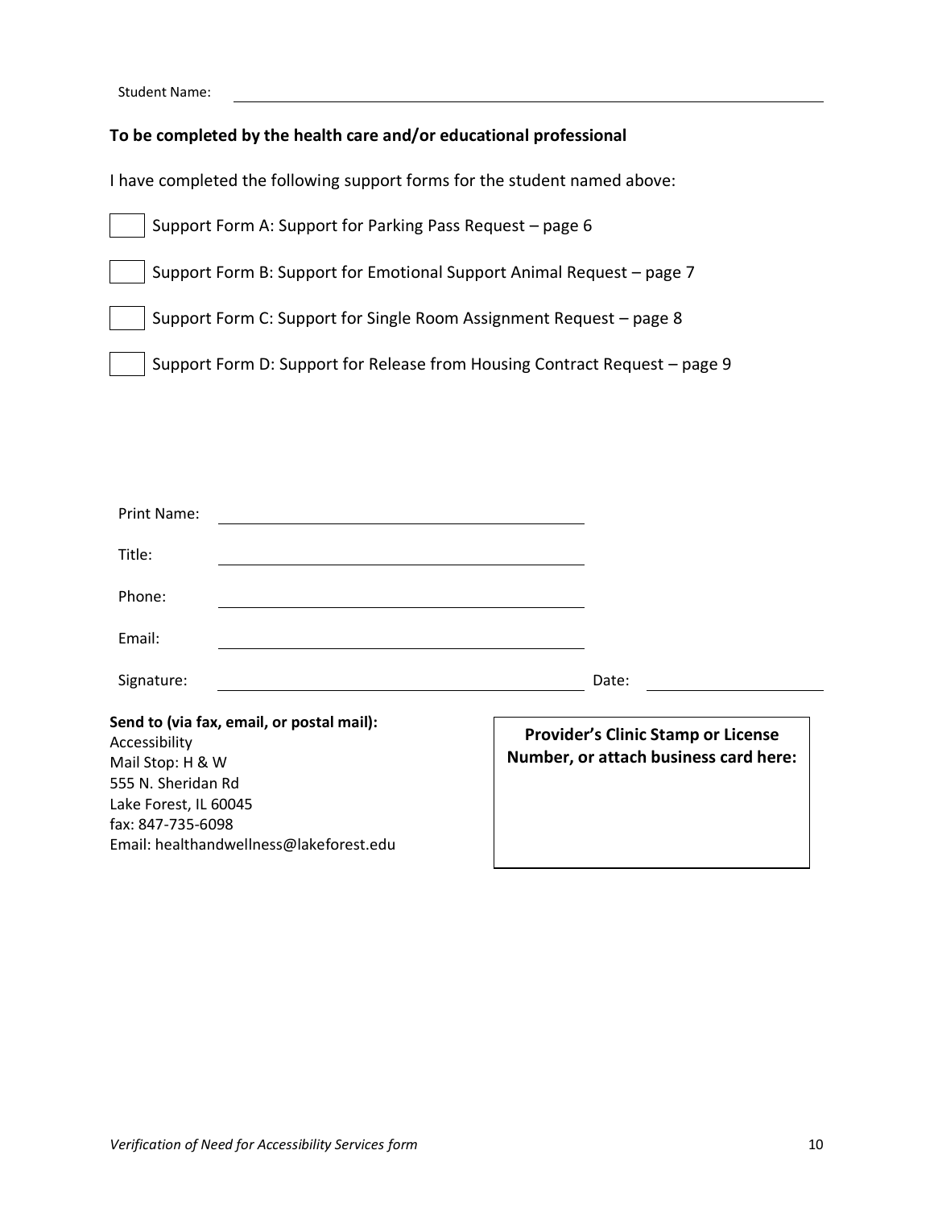Student Name: ______________________________________________

**To be completed by the health care and/or educational professional**

I have completed the following support forms for the student named above:

- [ ] Support Form A: Support for Parking Pass Request – page 6
- [ ] Support Form B: Support for Emotional Support Animal Request – page 7
- [ ] Support Form C: Support for Single Room Assignment Request – page 8
- [ ] Support Form D: Support for Release from Housing Contract Request – page 9

Print Name: ______________________________

Title: ______________________________

Phone: ______________________________

Email: ______________________________

Signature: ______________________________ Date: ______________

**Send to (via fax, email, or postal mail):**
Accessibility
Mail Stop: H & W
555 N. Sheridan Rd
Lake Forest, IL 60045
fax: 847-735-6098
Email: healthandwellness@lakeforest.edu

**Provider's Clinic Stamp or License Number, or attach business card here:**